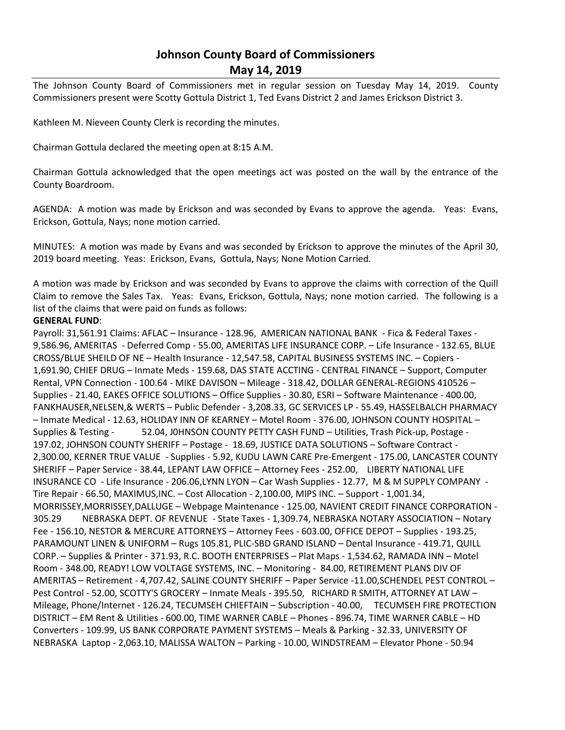# Johnson County Board of Commissioners
## May 14, 2019

The Johnson County Board of Commissioners met in regular session on Tuesday May 14, 2019. County Commissioners present were Scotty Gottula District 1, Ted Evans District 2 and James Erickson District 3.

Kathleen M. Nieveen County Clerk is recording the minutes.

Chairman Gottula declared the meeting open at 8:15 A.M.

Chairman Gottula acknowledged that the open meetings act was posted on the wall by the entrance of the County Boardroom.

AGENDA: A motion was made by Erickson and was seconded by Evans to approve the agenda. Yeas: Evans, Erickson, Gottula, Nays; none motion carried.

MINUTES: A motion was made by Evans and was seconded by Erickson to approve the minutes of the April 30, 2019 board meeting. Yeas: Erickson, Evans, Gottula, Nays; None Motion Carried.

A motion was made by Erickson and was seconded by Evans to approve the claims with correction of the Quill Claim to remove the Sales Tax. Yeas: Evans, Erickson, Gottula, Nays; none motion carried. The following is a list of the claims that were paid on funds as follows:

**GENERAL FUND**:

Payroll: 31,561.91 Claims: AFLAC – Insurance - 128.96, AMERICAN NATIONAL BANK - Fica & Federal Taxes - 9,586.96, AMERITAS - Deferred Comp - 55.00, AMERITAS LIFE INSURANCE CORP. – Life Insurance - 132.65, BLUE CROSS/BLUE SHEILD OF NE – Health Insurance - 12,547.58, CAPITAL BUSINESS SYSTEMS INC. – Copiers - 1,691.90, CHIEF DRUG – Inmate Meds - 159.68, DAS STATE ACCTING - CENTRAL FINANCE – Support, Computer Rental, VPN Connection - 100.64 - MIKE DAVISON – Mileage - 318.42, DOLLAR GENERAL-REGIONS 410526 – Supplies - 21.40, EAKES OFFICE SOLUTIONS – Office Supplies - 30.80, ESRI – Software Maintenance - 400.00, FANKHAUSER,NELSEN,& WERTS – Public Defender - 3,208.33, GC SERVICES LP - 55.49, HASSELBALCH PHARMACY – Inmate Medical - 12.63, HOLIDAY INN OF KEARNEY – Motel Room - 376.00, JOHNSON COUNTY HOSPITAL – Supplies & Testing - 52.04, J0HNSON COUNTY PETTY CASH FUND – Utilities, Trash Pick-up, Postage - 197.02, JOHNSON COUNTY SHERIFF – Postage - 18.69, JUSTICE DATA SOLUTIONS – Software Contract - 2,300.00, KERNER TRUE VALUE - Supplies - 5.92, KUDU LAWN CARE Pre-Emergent - 175.00, LANCASTER COUNTY SHERIFF – Paper Service - 38.44, LEPANT LAW OFFICE – Attorney Fees - 252.00, LIBERTY NATIONAL LIFE INSURANCE CO - Life Insurance - 206.06,LYNN LYON – Car Wash Supplies - 12.77, M & M SUPPLY COMPANY - Tire Repair - 66.50, MAXIMUS,INC. – Cost Allocation - 2,100.00, MIPS INC. – Support - 1,001.34, MORRISSEY,MORRISSEY,DALLUGE – Webpage Maintenance - 125.00, NAVIENT CREDIT FINANCE CORPORATION - 305.29 NEBRASKA DEPT. OF REVENUE - State Taxes - 1,309.74, NEBRASKA NOTARY ASSOCIATION – Notary Fee - 156.10, NESTOR & MERCURE ATTORNEYS – Attorney Fees - 603.00, OFFICE DEPOT – Supplies - 193.25, PARAMOUNT LINEN & UNIFORM – Rugs 105.81, PLIC-SBD GRAND ISLAND – Dental Insurance - 419.71, QUILL CORP. – Supplies & Printer - 371.93, R.C. BOOTH ENTERPRISES – Plat Maps - 1,534.62, RAMADA INN – Motel Room - 348.00, READY! LOW VOLTAGE SYSTEMS, INC. – Monitoring - 84.00, RETIREMENT PLANS DIV OF AMERITAS – Retirement - 4,707.42, SALINE COUNTY SHERIFF – Paper Service -11.00,SCHENDEL PEST CONTROL – Pest Control - 52.00, SCOTTY'S GROCERY – Inmate Meals - 395.50, RICHARD R SMITH, ATTORNEY AT LAW – Mileage, Phone/Internet - 126.24, TECUMSEH CHIEFTAIN – Subscription - 40.00, TECUMSEH FIRE PROTECTION DISTRICT – EM Rent & Utilities - 600.00, TIME WARNER CABLE – Phones - 896.74, TIME WARNER CABLE – HD Converters - 109.99, US BANK CORPORATE PAYMENT SYSTEMS – Meals & Parking - 32.33, UNIVERSITY OF NEBRASKA Laptop - 2,063.10, MALISSA WALTON – Parking - 10.00, WINDSTREAM – Elevator Phone - 50.94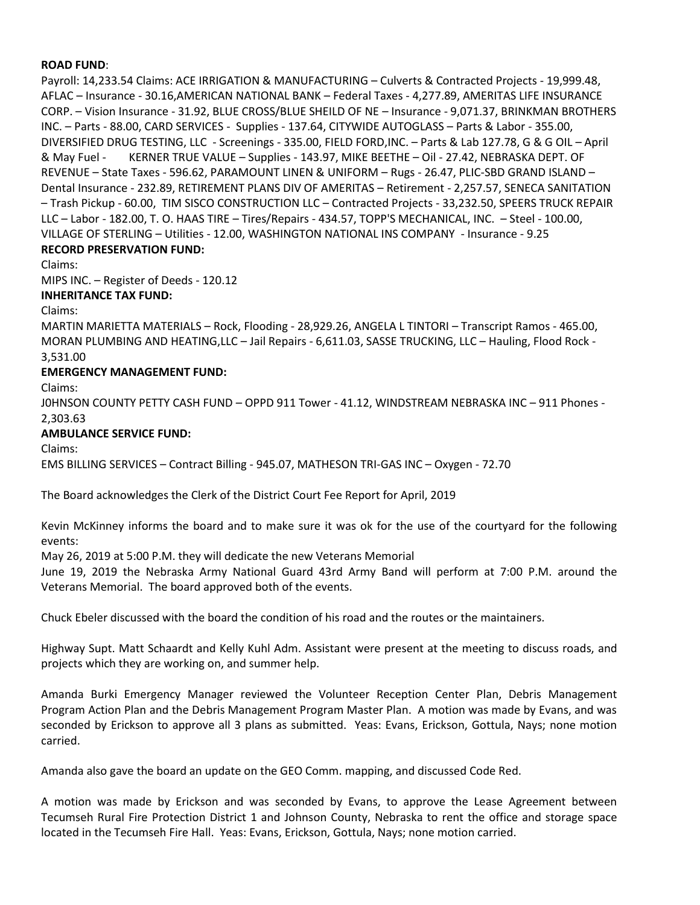**ROAD FUND**:

Payroll: 14,233.54 Claims: ACE IRRIGATION & MANUFACTURING – Culverts & Contracted Projects - 19,999.48, AFLAC – Insurance - 30.16,AMERICAN NATIONAL BANK – Federal Taxes - 4,277.89, AMERITAS LIFE INSURANCE CORP. – Vision Insurance - 31.92, BLUE CROSS/BLUE SHEILD OF NE – Insurance - 9,071.37, BRINKMAN BROTHERS INC. – Parts - 88.00, CARD SERVICES - Supplies - 137.64, CITYWIDE AUTOGLASS – Parts & Labor - 355.00, DIVERSIFIED DRUG TESTING, LLC - Screenings - 335.00, FIELD FORD,INC. – Parts & Lab 127.78, G & G OIL – April & May Fuel - KERNER TRUE VALUE – Supplies - 143.97, MIKE BEETHE – Oil - 27.42, NEBRASKA DEPT. OF REVENUE – State Taxes - 596.62, PARAMOUNT LINEN & UNIFORM – Rugs - 26.47, PLIC-SBD GRAND ISLAND – Dental Insurance - 232.89, RETIREMENT PLANS DIV OF AMERITAS – Retirement - 2,257.57, SENECA SANITATION – Trash Pickup - 60.00, TIM SISCO CONSTRUCTION LLC – Contracted Projects - 33,232.50, SPEERS TRUCK REPAIR LLC – Labor - 182.00, T. O. HAAS TIRE – Tires/Repairs - 434.57, TOPP'S MECHANICAL, INC. – Steel - 100.00, VILLAGE OF STERLING – Utilities - 12.00, WASHINGTON NATIONAL INS COMPANY - Insurance - 9.25

**RECORD PRESERVATION FUND:**

Claims:

MIPS INC. – Register of Deeds - 120.12

**INHERITANCE TAX FUND:**

Claims:

MARTIN MARIETTA MATERIALS – Rock, Flooding - 28,929.26, ANGELA L TINTORI – Transcript Ramos - 465.00, MORAN PLUMBING AND HEATING,LLC – Jail Repairs - 6,611.03, SASSE TRUCKING, LLC – Hauling, Flood Rock - 3,531.00

**EMERGENCY MANAGEMENT FUND:**

Claims:

J0HNSON COUNTY PETTY CASH FUND – OPPD 911 Tower - 41.12, WINDSTREAM NEBRASKA INC – 911 Phones - 2,303.63

**AMBULANCE SERVICE FUND:**

Claims:

EMS BILLING SERVICES – Contract Billing - 945.07, MATHESON TRI-GAS INC – Oxygen - 72.70

The Board acknowledges the Clerk of the District Court Fee Report for April, 2019

Kevin McKinney informs the board and to make sure it was ok for the use of the courtyard for the following events:

May 26, 2019 at 5:00 P.M. they will dedicate the new Veterans Memorial

June 19, 2019 the Nebraska Army National Guard 43rd Army Band will perform at 7:00 P.M. around the Veterans Memorial. The board approved both of the events.

Chuck Ebeler discussed with the board the condition of his road and the routes or the maintainers.

Highway Supt. Matt Schaardt and Kelly Kuhl Adm. Assistant were present at the meeting to discuss roads, and projects which they are working on, and summer help.

Amanda Burki Emergency Manager reviewed the Volunteer Reception Center Plan, Debris Management Program Action Plan and the Debris Management Program Master Plan. A motion was made by Evans, and was seconded by Erickson to approve all 3 plans as submitted. Yeas: Evans, Erickson, Gottula, Nays; none motion carried.

Amanda also gave the board an update on the GEO Comm. mapping, and discussed Code Red.

A motion was made by Erickson and was seconded by Evans, to approve the Lease Agreement between Tecumseh Rural Fire Protection District 1 and Johnson County, Nebraska to rent the office and storage space located in the Tecumseh Fire Hall. Yeas: Evans, Erickson, Gottula, Nays; none motion carried.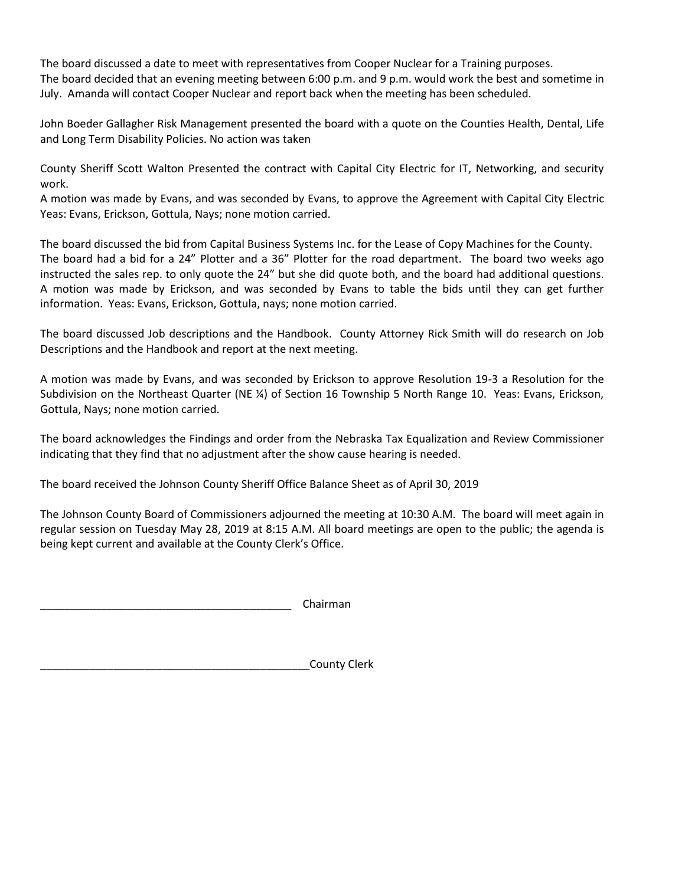The board discussed a date to meet with representatives from Cooper Nuclear for a Training purposes. The board decided that an evening meeting between 6:00 p.m. and 9 p.m. would work the best and sometime in July. Amanda will contact Cooper Nuclear and report back when the meeting has been scheduled.

John Boeder Gallagher Risk Management presented the board with a quote on the Counties Health, Dental, Life and Long Term Disability Policies. No action was taken

County Sheriff Scott Walton Presented the contract with Capital City Electric for IT, Networking, and security work.
A motion was made by Evans, and was seconded by Evans, to approve the Agreement with Capital City Electric Yeas: Evans, Erickson, Gottula, Nays; none motion carried.

The board discussed the bid from Capital Business Systems Inc. for the Lease of Copy Machines for the County. The board had a bid for a 24" Plotter and a 36" Plotter for the road department. The board two weeks ago instructed the sales rep. to only quote the 24" but she did quote both, and the board had additional questions. A motion was made by Erickson, and was seconded by Evans to table the bids until they can get further information. Yeas: Evans, Erickson, Gottula, nays; none motion carried.

The board discussed Job descriptions and the Handbook. County Attorney Rick Smith will do research on Job Descriptions and the Handbook and report at the next meeting.

A motion was made by Evans, and was seconded by Erickson to approve Resolution 19-3 a Resolution for the Subdivision on the Northeast Quarter (NE ¼) of Section 16 Township 5 North Range 10. Yeas: Evans, Erickson, Gottula, Nays; none motion carried.

The board acknowledges the Findings and order from the Nebraska Tax Equalization and Review Commissioner indicating that they find that no adjustment after the show cause hearing is needed.

The board received the Johnson County Sheriff Office Balance Sheet as of April 30, 2019

The Johnson County Board of Commissioners adjourned the meeting at 10:30 A.M. The board will meet again in regular session on Tuesday May 28, 2019 at 8:15 A.M. All board meetings are open to the public; the agenda is being kept current and available at the County Clerk's Office.

__________________________________________ Chairman

_____________________________________________County Clerk